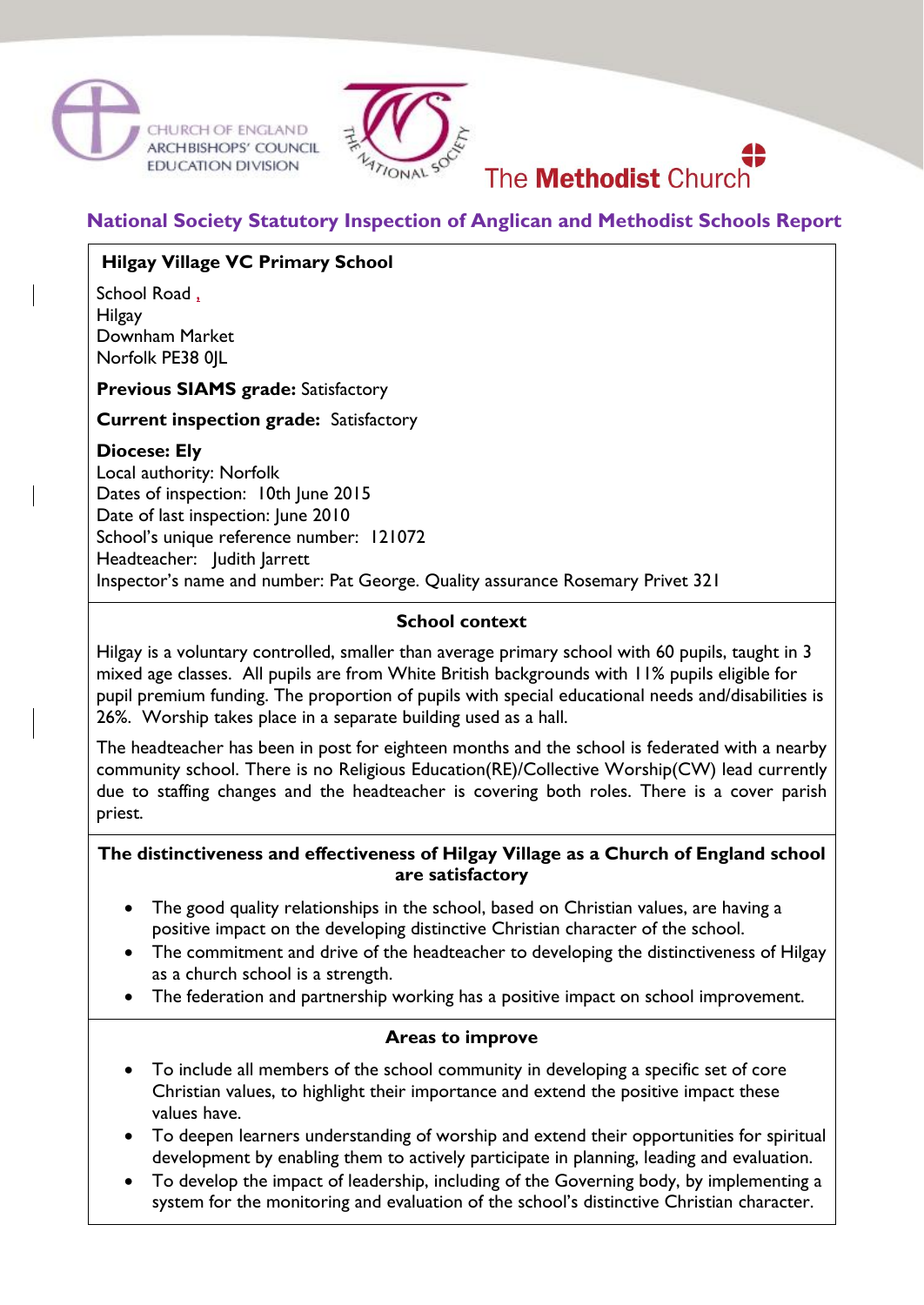CHURCH OF ENGLAND ARCHBISHOPS' COUNCIL EDUCATION DIVISION

THE NATIONAL SOCIETY

The **Methodist** Church

## National Society Statutory Inspection of Anglican and Methodist Schools Report

**Hilgay Village VC Primary School**

School Road ,
Hilgay
Downham Market
Norfolk PE38 0JL

**Previous SIAMS grade:** Satisfactory

**Current inspection grade:** Satisfactory

**Diocese: Ely**
Local authority: Norfolk
Dates of inspection: 10th June 2015
Date of last inspection: June 2010
School's unique reference number: 121072
Headteacher: Judith Jarrett
Inspector's name and number: Pat George. Quality assurance Rosemary Privet 321

### School context

Hilgay is a voluntary controlled, smaller than average primary school with 60 pupils, taught in 3 mixed age classes. All pupils are from White British backgrounds with 11% pupils eligible for pupil premium funding. The proportion of pupils with special educational needs and/disabilities is 26%. Worship takes place in a separate building used as a hall.

The headteacher has been in post for eighteen months and the school is federated with a nearby community school. There is no Religious Education(RE)/Collective Worship(CW) lead currently due to staffing changes and the headteacher is covering both roles. There is a cover parish priest.

### The distinctiveness and effectiveness of Hilgay Village as a Church of England school are satisfactory

- The good quality relationships in the school, based on Christian values, are having a positive impact on the developing distinctive Christian character of the school.
- The commitment and drive of the headteacher to developing the distinctiveness of Hilgay as a church school is a strength.
- The federation and partnership working has a positive impact on school improvement.

### Areas to improve

- To include all members of the school community in developing a specific set of core Christian values, to highlight their importance and extend the positive impact these values have.
- To deepen learners understanding of worship and extend their opportunities for spiritual development by enabling them to actively participate in planning, leading and evaluation.
- To develop the impact of leadership, including of the Governing body, by implementing a system for the monitoring and evaluation of the school's distinctive Christian character.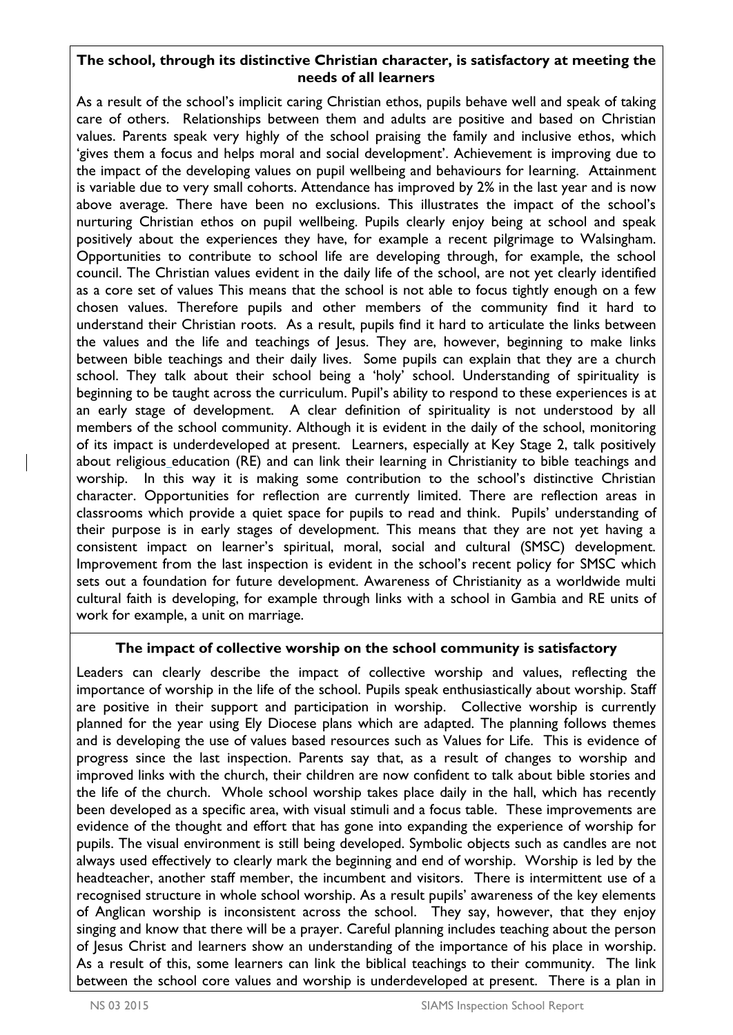**The school, through its distinctive Christian character, is satisfactory at meeting the needs of all learners**

As a result of the school's implicit caring Christian ethos, pupils behave well and speak of taking care of others. Relationships between them and adults are positive and based on Christian values. Parents speak very highly of the school praising the family and inclusive ethos, which 'gives them a focus and helps moral and social development'. Achievement is improving due to the impact of the developing values on pupil wellbeing and behaviours for learning. Attainment is variable due to very small cohorts. Attendance has improved by 2% in the last year and is now above average. There have been no exclusions. This illustrates the impact of the school's nurturing Christian ethos on pupil wellbeing. Pupils clearly enjoy being at school and speak positively about the experiences they have, for example a recent pilgrimage to Walsingham. Opportunities to contribute to school life are developing through, for example, the school council. The Christian values evident in the daily life of the school, are not yet clearly identified as a core set of values This means that the school is not able to focus tightly enough on a few chosen values. Therefore pupils and other members of the community find it hard to understand their Christian roots. As a result, pupils find it hard to articulate the links between the values and the life and teachings of Jesus. They are, however, beginning to make links between bible teachings and their daily lives. Some pupils can explain that they are a church school. They talk about their school being a 'holy' school. Understanding of spirituality is beginning to be taught across the curriculum. Pupil's ability to respond to these experiences is at an early stage of development. A clear definition of spirituality is not understood by all members of the school community. Although it is evident in the daily of the school, monitoring of its impact is underdeveloped at present. Learners, especially at Key Stage 2, talk positively about religious education (RE) and can link their learning in Christianity to bible teachings and worship. In this way it is making some contribution to the school's distinctive Christian character. Opportunities for reflection are currently limited. There are reflection areas in classrooms which provide a quiet space for pupils to read and think. Pupils' understanding of their purpose is in early stages of development. This means that they are not yet having a consistent impact on learner's spiritual, moral, social and cultural (SMSC) development. Improvement from the last inspection is evident in the school's recent policy for SMSC which sets out a foundation for future development. Awareness of Christianity as a worldwide multi cultural faith is developing, for example through links with a school in Gambia and RE units of work for example, a unit on marriage.

**The impact of collective worship on the school community is satisfactory**

Leaders can clearly describe the impact of collective worship and values, reflecting the importance of worship in the life of the school. Pupils speak enthusiastically about worship. Staff are positive in their support and participation in worship. Collective worship is currently planned for the year using Ely Diocese plans which are adapted. The planning follows themes and is developing the use of values based resources such as Values for Life. This is evidence of progress since the last inspection. Parents say that, as a result of changes to worship and improved links with the church, their children are now confident to talk about bible stories and the life of the church. Whole school worship takes place daily in the hall, which has recently been developed as a specific area, with visual stimuli and a focus table. These improvements are evidence of the thought and effort that has gone into expanding the experience of worship for pupils. The visual environment is still being developed. Symbolic objects such as candles are not always used effectively to clearly mark the beginning and end of worship. Worship is led by the headteacher, another staff member, the incumbent and visitors. There is intermittent use of a recognised structure in whole school worship. As a result pupils' awareness of the key elements of Anglican worship is inconsistent across the school. They say, however, that they enjoy singing and know that there will be a prayer. Careful planning includes teaching about the person of Jesus Christ and learners show an understanding of the importance of his place in worship. As a result of this, some learners can link the biblical teachings to their community. The link between the school core values and worship is underdeveloped at present. There is a plan in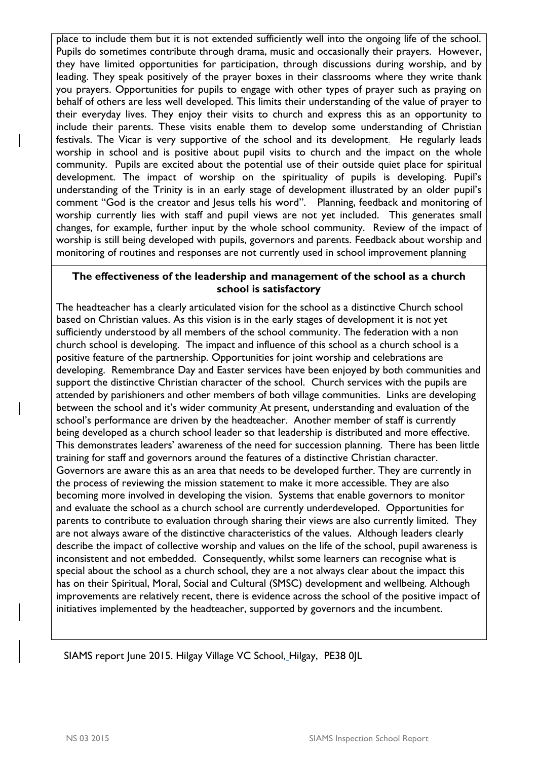place to include them but it is not extended sufficiently well into the ongoing life of the school. Pupils do sometimes contribute through drama, music and occasionally their prayers. However, they have limited opportunities for participation, through discussions during worship, and by leading. They speak positively of the prayer boxes in their classrooms where they write thank you prayers. Opportunities for pupils to engage with other types of prayer such as praying on behalf of others are less well developed. This limits their understanding of the value of prayer to their everyday lives. They enjoy their visits to church and express this as an opportunity to include their parents. These visits enable them to develop some understanding of Christian festivals. The Vicar is very supportive of the school and its development. He regularly leads worship in school and is positive about pupil visits to church and the impact on the whole community. Pupils are excited about the potential use of their outside quiet place for spiritual development. The impact of worship on the spirituality of pupils is developing. Pupil's understanding of the Trinity is in an early stage of development illustrated by an older pupil's comment "God is the creator and Jesus tells his word". Planning, feedback and monitoring of worship currently lies with staff and pupil views are not yet included. This generates small changes, for example, further input by the whole school community. Review of the impact of worship is still being developed with pupils, governors and parents. Feedback about worship and monitoring of routines and responses are not currently used in school improvement planning

**The effectiveness of the leadership and management of the school as a church school is satisfactory**

The headteacher has a clearly articulated vision for the school as a distinctive Church school based on Christian values. As this vision is in the early stages of development it is not yet sufficiently understood by all members of the school community. The federation with a non church school is developing. The impact and influence of this school as a church school is a positive feature of the partnership. Opportunities for joint worship and celebrations are developing. Remembrance Day and Easter services have been enjoyed by both communities and support the distinctive Christian character of the school. Church services with the pupils are attended by parishioners and other members of both village communities. Links are developing between the school and it's wider community At present, understanding and evaluation of the school's performance are driven by the headteacher. Another member of staff is currently being developed as a church school leader so that leadership is distributed and more effective. This demonstrates leaders' awareness of the need for succession planning. There has been little training for staff and governors around the features of a distinctive Christian character. Governors are aware this as an area that needs to be developed further. They are currently in the process of reviewing the mission statement to make it more accessible. They are also becoming more involved in developing the vision. Systems that enable governors to monitor and evaluate the school as a church school are currently underdeveloped. Opportunities for parents to contribute to evaluation through sharing their views are also currently limited. They are not always aware of the distinctive characteristics of the values. Although leaders clearly describe the impact of collective worship and values on the life of the school, pupil awareness is inconsistent and not embedded. Consequently, whilst some learners can recognise what is special about the school as a church school, they are a not always clear about the impact this has on their Spiritual, Moral, Social and Cultural (SMSC) development and wellbeing. Although improvements are relatively recent, there is evidence across the school of the positive impact of initiatives implemented by the headteacher, supported by governors and the incumbent.

SIAMS report June 2015. Hilgay Village VC School, Hilgay, PE38 0JL